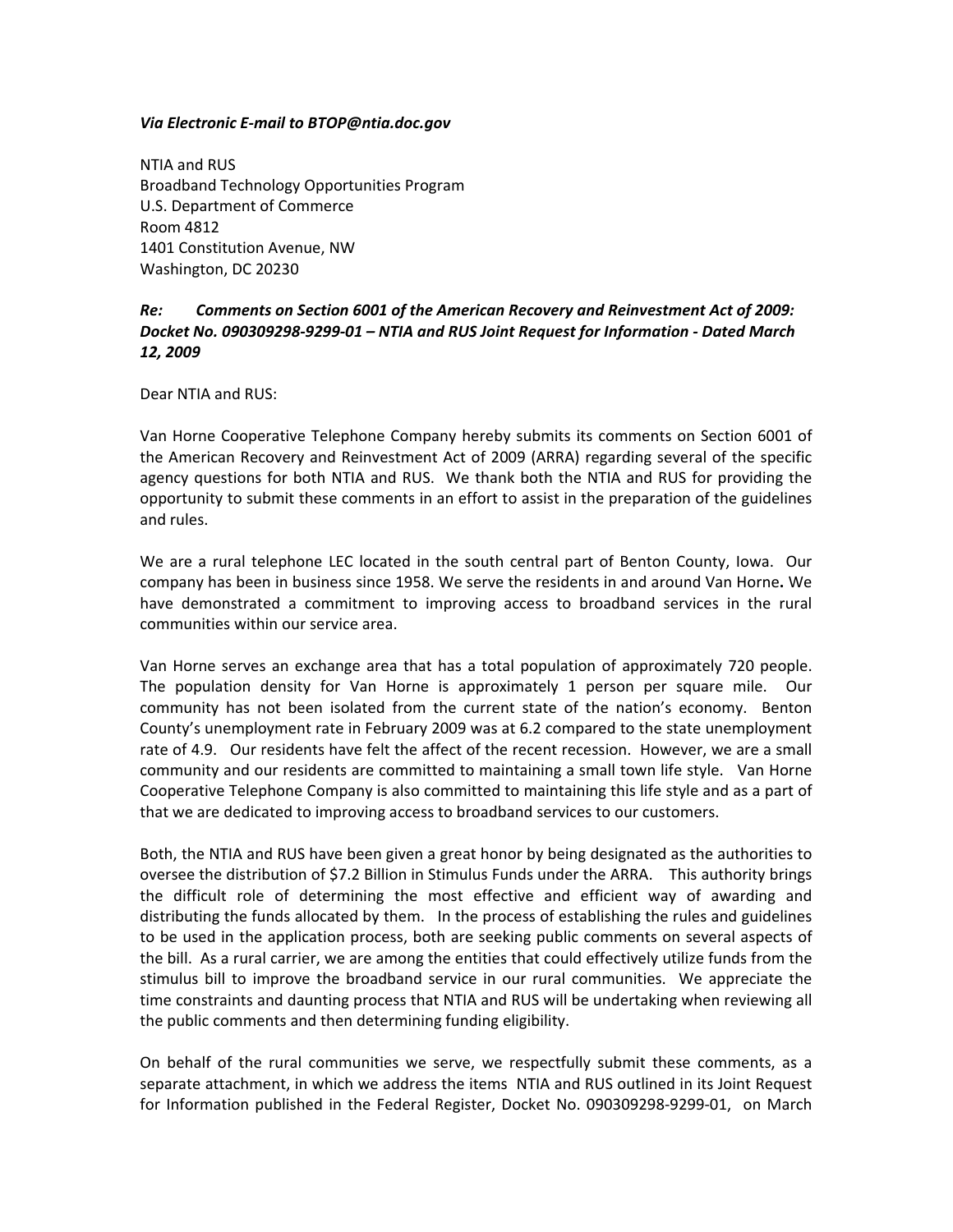*Via Electronic E-mail to BTOP@ntia.doc.gov*

NTIA and RUS
Broadband Technology Opportunities Program
U.S. Department of Commerce
Room 4812
1401 Constitution Avenue, NW
Washington, DC 20230

***Re: Comments on Section 6001 of the American Recovery and Reinvestment Act of 2009: Docket No. 090309298-9299-01 – NTIA and RUS Joint Request for Information - Dated March 12, 2009***

Dear NTIA and RUS:

Van Horne Cooperative Telephone Company hereby submits its comments on Section 6001 of the American Recovery and Reinvestment Act of 2009 (ARRA) regarding several of the specific agency questions for both NTIA and RUS. We thank both the NTIA and RUS for providing the opportunity to submit these comments in an effort to assist in the preparation of the guidelines and rules.

We are a rural telephone LEC located in the south central part of Benton County, Iowa. Our company has been in business since 1958. We serve the residents in and around Van Horne**.** We have demonstrated a commitment to improving access to broadband services in the rural communities within our service area.

Van Horne serves an exchange area that has a total population of approximately 720 people. The population density for Van Horne is approximately 1 person per square mile. Our community has not been isolated from the current state of the nation's economy. Benton County's unemployment rate in February 2009 was at 6.2 compared to the state unemployment rate of 4.9. Our residents have felt the affect of the recent recession. However, we are a small community and our residents are committed to maintaining a small town life style. Van Horne Cooperative Telephone Company is also committed to maintaining this life style and as a part of that we are dedicated to improving access to broadband services to our customers.

Both, the NTIA and RUS have been given a great honor by being designated as the authorities to oversee the distribution of $7.2 Billion in Stimulus Funds under the ARRA. This authority brings the difficult role of determining the most effective and efficient way of awarding and distributing the funds allocated by them. In the process of establishing the rules and guidelines to be used in the application process, both are seeking public comments on several aspects of the bill. As a rural carrier, we are among the entities that could effectively utilize funds from the stimulus bill to improve the broadband service in our rural communities. We appreciate the time constraints and daunting process that NTIA and RUS will be undertaking when reviewing all the public comments and then determining funding eligibility.

On behalf of the rural communities we serve, we respectfully submit these comments, as a separate attachment, in which we address the items NTIA and RUS outlined in its Joint Request for Information published in the Federal Register, Docket No. 090309298-9299-01, on March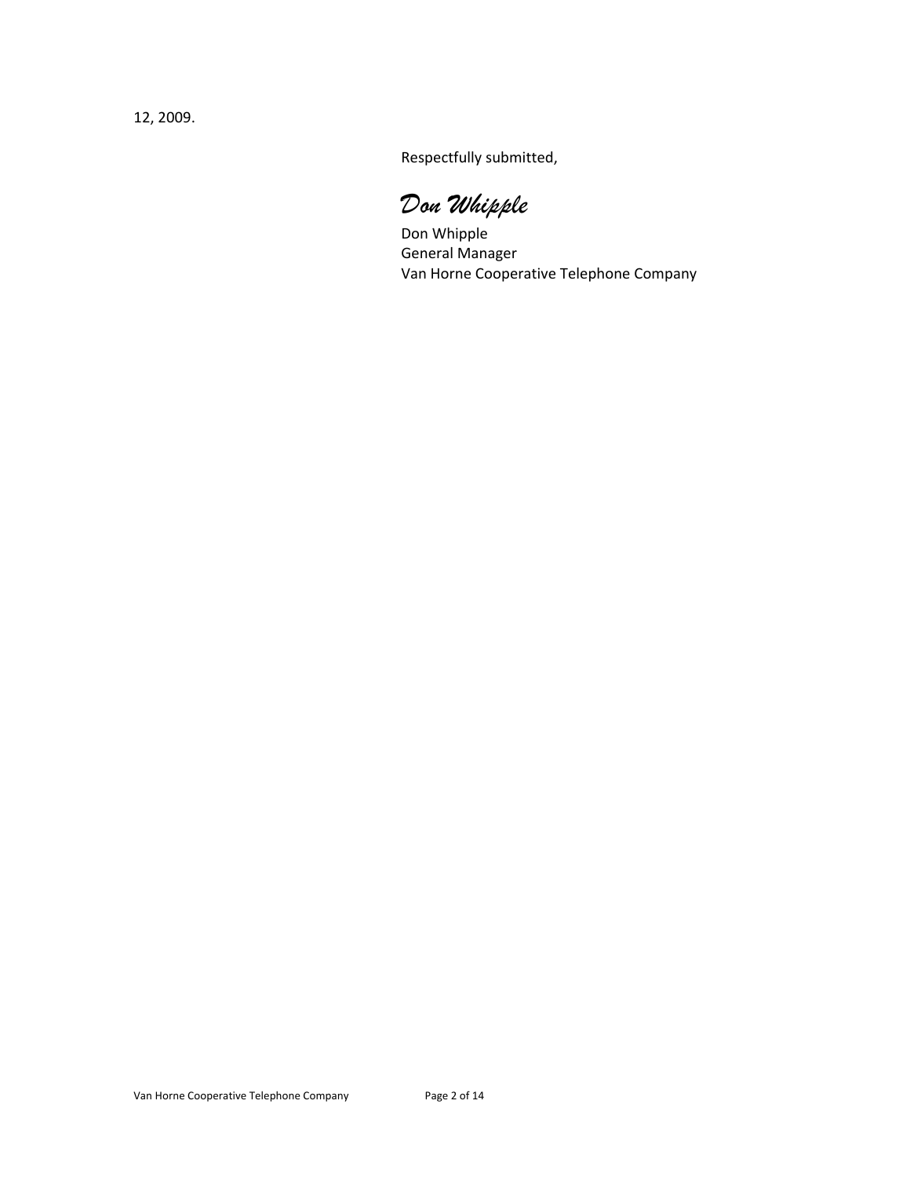12, 2009.

Respectfully submitted,

*Don Whipple*

Don Whipple
General Manager
Van Horne Cooperative Telephone Company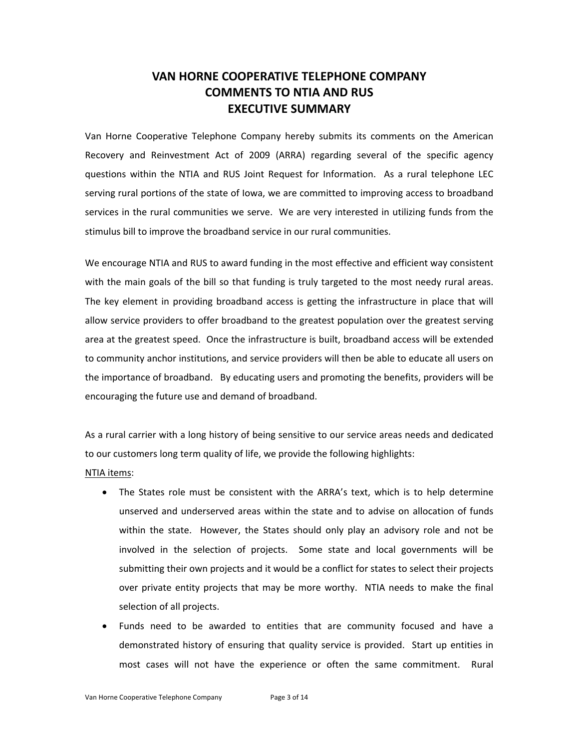# VAN HORNE COOPERATIVE TELEPHONE COMPANY
# COMMENTS TO NTIA AND RUS
# EXECUTIVE SUMMARY

Van Horne Cooperative Telephone Company hereby submits its comments on the American Recovery and Reinvestment Act of 2009 (ARRA) regarding several of the specific agency questions within the NTIA and RUS Joint Request for Information. As a rural telephone LEC serving rural portions of the state of Iowa, we are committed to improving access to broadband services in the rural communities we serve. We are very interested in utilizing funds from the stimulus bill to improve the broadband service in our rural communities.

We encourage NTIA and RUS to award funding in the most effective and efficient way consistent with the main goals of the bill so that funding is truly targeted to the most needy rural areas. The key element in providing broadband access is getting the infrastructure in place that will allow service providers to offer broadband to the greatest population over the greatest serving area at the greatest speed. Once the infrastructure is built, broadband access will be extended to community anchor institutions, and service providers will then be able to educate all users on the importance of broadband. By educating users and promoting the benefits, providers will be encouraging the future use and demand of broadband.

As a rural carrier with a long history of being sensitive to our service areas needs and dedicated to our customers long term quality of life, we provide the following highlights:

<u>NTIA items</u>:

- The States role must be consistent with the ARRA's text, which is to help determine unserved and underserved areas within the state and to advise on allocation of funds within the state. However, the States should only play an advisory role and not be involved in the selection of projects. Some state and local governments will be submitting their own projects and it would be a conflict for states to select their projects over private entity projects that may be more worthy. NTIA needs to make the final selection of all projects.
- Funds need to be awarded to entities that are community focused and have a demonstrated history of ensuring that quality service is provided. Start up entities in most cases will not have the experience or often the same commitment. Rural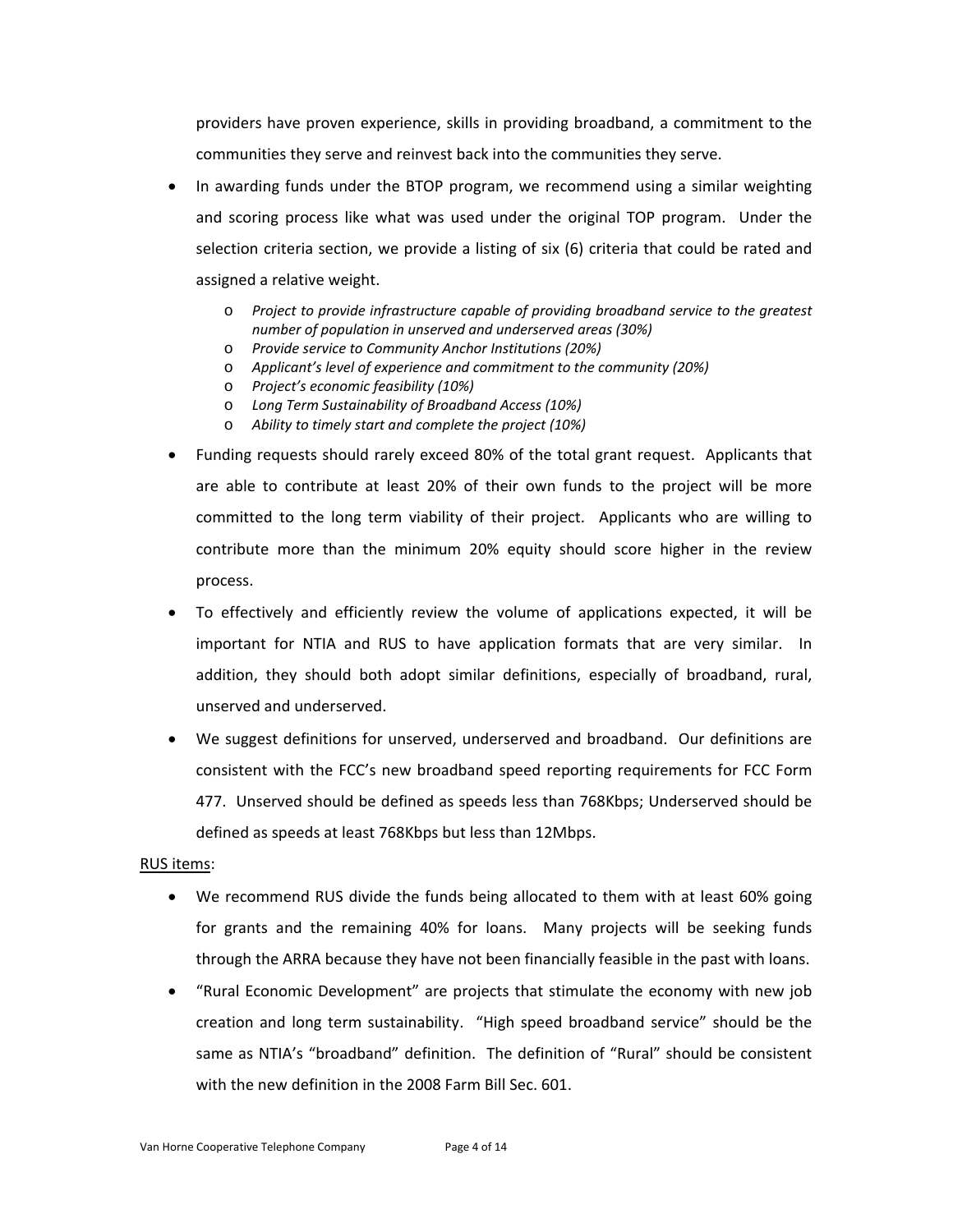providers have proven experience, skills in providing broadband, a commitment to the communities they serve and reinvest back into the communities they serve.

- In awarding funds under the BTOP program, we recommend using a similar weighting and scoring process like what was used under the original TOP program. Under the selection criteria section, we provide a listing of six (6) criteria that could be rated and assigned a relative weight.
    - *Project to provide infrastructure capable of providing broadband service to the greatest number of population in unserved and underserved areas (30%)*
    - *Provide service to Community Anchor Institutions (20%)*
    - *Applicant's level of experience and commitment to the community (20%)*
    - *Project's economic feasibility (10%)*
    - *Long Term Sustainability of Broadband Access (10%)*
    - *Ability to timely start and complete the project (10%)*
- Funding requests should rarely exceed 80% of the total grant request. Applicants that are able to contribute at least 20% of their own funds to the project will be more committed to the long term viability of their project. Applicants who are willing to contribute more than the minimum 20% equity should score higher in the review process.
- To effectively and efficiently review the volume of applications expected, it will be important for NTIA and RUS to have application formats that are very similar. In addition, they should both adopt similar definitions, especially of broadband, rural, unserved and underserved.
- We suggest definitions for unserved, underserved and broadband. Our definitions are consistent with the FCC's new broadband speed reporting requirements for FCC Form 477. Unserved should be defined as speeds less than 768Kbps; Underserved should be defined as speeds at least 768Kbps but less than 12Mbps.

<u>RUS items</u>:

- We recommend RUS divide the funds being allocated to them with at least 60% going for grants and the remaining 40% for loans. Many projects will be seeking funds through the ARRA because they have not been financially feasible in the past with loans.
- "Rural Economic Development" are projects that stimulate the economy with new job creation and long term sustainability. "High speed broadband service" should be the same as NTIA's "broadband" definition. The definition of "Rural" should be consistent with the new definition in the 2008 Farm Bill Sec. 601.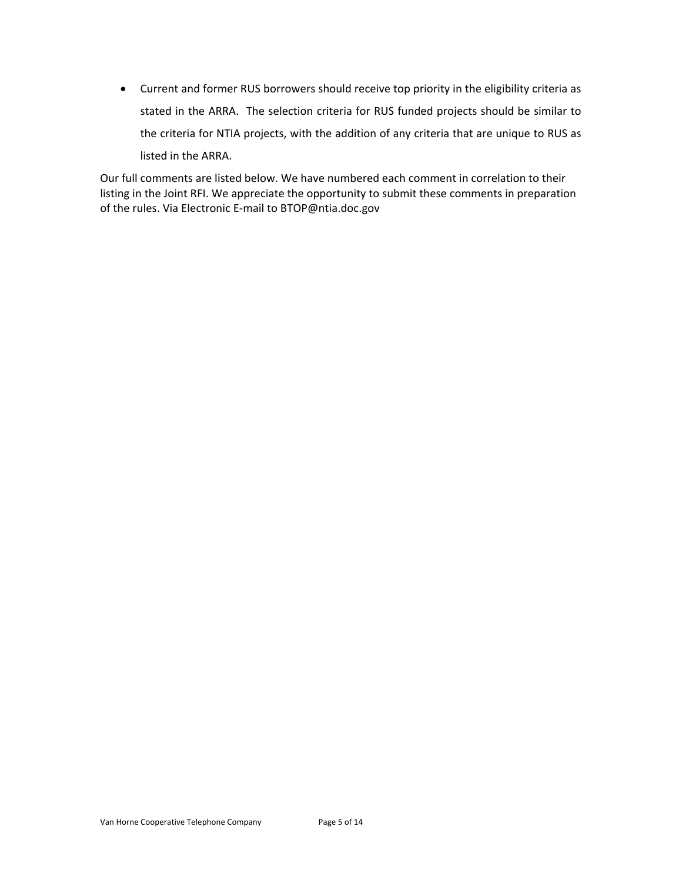- Current and former RUS borrowers should receive top priority in the eligibility criteria as stated in the ARRA. The selection criteria for RUS funded projects should be similar to the criteria for NTIA projects, with the addition of any criteria that are unique to RUS as listed in the ARRA.

Our full comments are listed below. We have numbered each comment in correlation to their listing in the Joint RFI. We appreciate the opportunity to submit these comments in preparation of the rules. Via Electronic E-mail to BTOP@ntia.doc.gov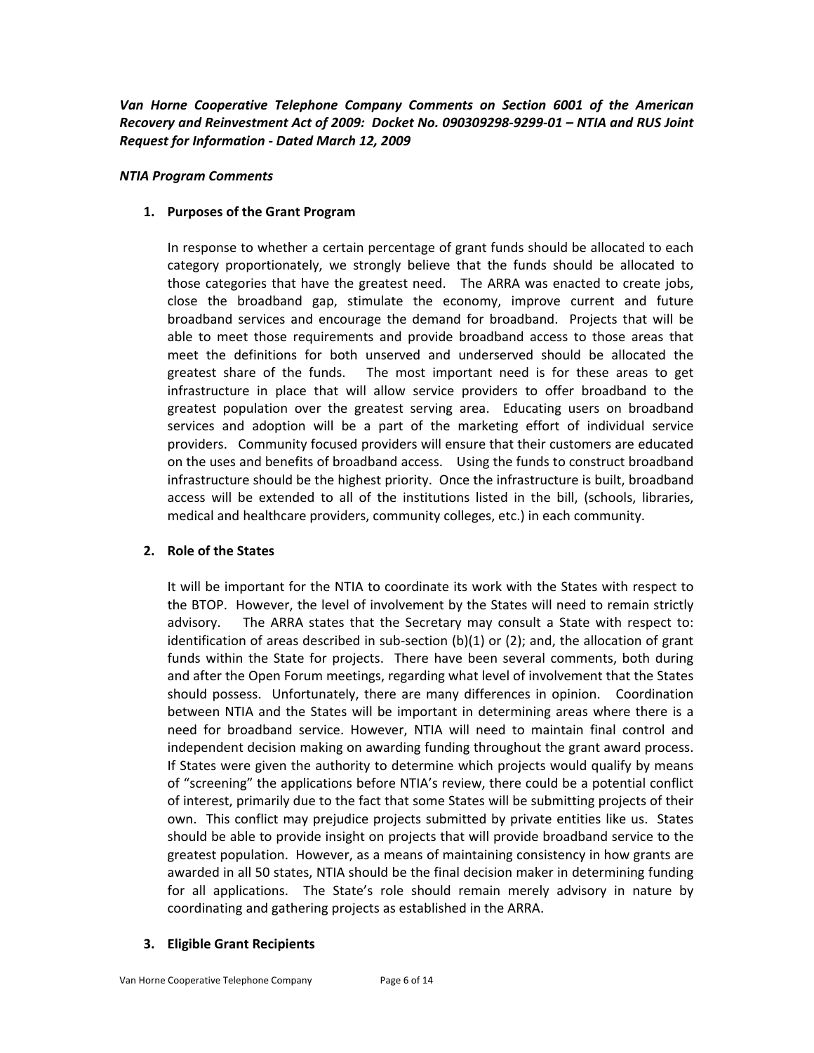***Van Horne Cooperative Telephone Company Comments on Section 6001 of the American Recovery and Reinvestment Act of 2009: Docket No. 090309298-9299-01 – NTIA and RUS Joint Request for Information - Dated March 12, 2009***

***NTIA Program Comments***

1. **Purposes of the Grant Program**

   In response to whether a certain percentage of grant funds should be allocated to each category proportionately, we strongly believe that the funds should be allocated to those categories that have the greatest need. The ARRA was enacted to create jobs, close the broadband gap, stimulate the economy, improve current and future broadband services and encourage the demand for broadband. Projects that will be able to meet those requirements and provide broadband access to those areas that meet the definitions for both unserved and underserved should be allocated the greatest share of the funds. The most important need is for these areas to get infrastructure in place that will allow service providers to offer broadband to the greatest population over the greatest serving area. Educating users on broadband services and adoption will be a part of the marketing effort of individual service providers. Community focused providers will ensure that their customers are educated on the uses and benefits of broadband access. Using the funds to construct broadband infrastructure should be the highest priority. Once the infrastructure is built, broadband access will be extended to all of the institutions listed in the bill, (schools, libraries, medical and healthcare providers, community colleges, etc.) in each community.

2. **Role of the States**

   It will be important for the NTIA to coordinate its work with the States with respect to the BTOP. However, the level of involvement by the States will need to remain strictly advisory. The ARRA states that the Secretary may consult a State with respect to: identification of areas described in sub-section (b)(1) or (2); and, the allocation of grant funds within the State for projects. There have been several comments, both during and after the Open Forum meetings, regarding what level of involvement that the States should possess. Unfortunately, there are many differences in opinion. Coordination between NTIA and the States will be important in determining areas where there is a need for broadband service. However, NTIA will need to maintain final control and independent decision making on awarding funding throughout the grant award process. If States were given the authority to determine which projects would qualify by means of "screening" the applications before NTIA's review, there could be a potential conflict of interest, primarily due to the fact that some States will be submitting projects of their own. This conflict may prejudice projects submitted by private entities like us. States should be able to provide insight on projects that will provide broadband service to the greatest population. However, as a means of maintaining consistency in how grants are awarded in all 50 states, NTIA should be the final decision maker in determining funding for all applications. The State's role should remain merely advisory in nature by coordinating and gathering projects as established in the ARRA.

3. **Eligible Grant Recipients**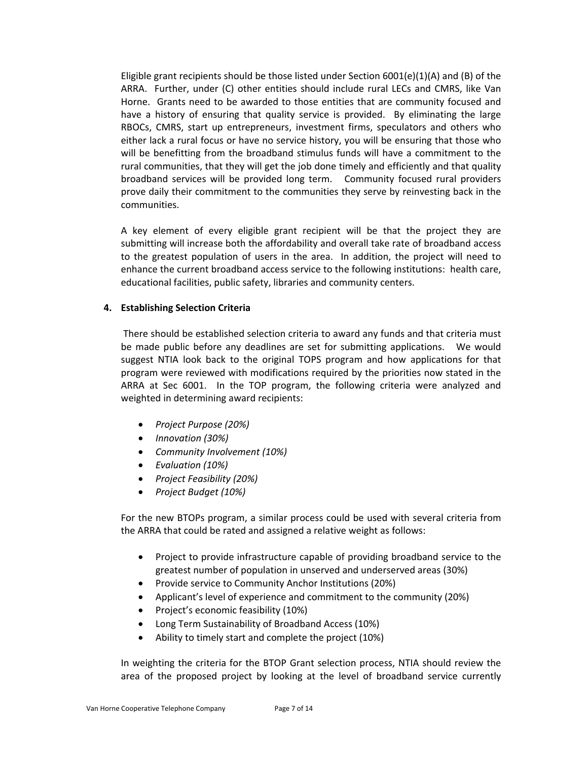Eligible grant recipients should be those listed under Section 6001(e)(1)(A) and (B) of the ARRA. Further, under (C) other entities should include rural LECs and CMRS, like Van Horne. Grants need to be awarded to those entities that are community focused and have a history of ensuring that quality service is provided. By eliminating the large RBOCs, CMRS, start up entrepreneurs, investment firms, speculators and others who either lack a rural focus or have no service history, you will be ensuring that those who will be benefitting from the broadband stimulus funds will have a commitment to the rural communities, that they will get the job done timely and efficiently and that quality broadband services will be provided long term. Community focused rural providers prove daily their commitment to the communities they serve by reinvesting back in the communities.

A key element of every eligible grant recipient will be that the project they are submitting will increase both the affordability and overall take rate of broadband access to the greatest population of users in the area. In addition, the project will need to enhance the current broadband access service to the following institutions: health care, educational facilities, public safety, libraries and community centers.

**4. Establishing Selection Criteria**

There should be established selection criteria to award any funds and that criteria must be made public before any deadlines are set for submitting applications. We would suggest NTIA look back to the original TOPS program and how applications for that program were reviewed with modifications required by the priorities now stated in the ARRA at Sec 6001. In the TOP program, the following criteria were analyzed and weighted in determining award recipients:

- *Project Purpose (20%)*
- *Innovation (30%)*
- *Community Involvement (10%)*
- *Evaluation (10%)*
- *Project Feasibility (20%)*
- *Project Budget (10%)*

For the new BTOPs program, a similar process could be used with several criteria from the ARRA that could be rated and assigned a relative weight as follows:

- Project to provide infrastructure capable of providing broadband service to the greatest number of population in unserved and underserved areas (30%)
- Provide service to Community Anchor Institutions (20%)
- Applicant's level of experience and commitment to the community (20%)
- Project's economic feasibility (10%)
- Long Term Sustainability of Broadband Access (10%)
- Ability to timely start and complete the project (10%)

In weighting the criteria for the BTOP Grant selection process, NTIA should review the area of the proposed project by looking at the level of broadband service currently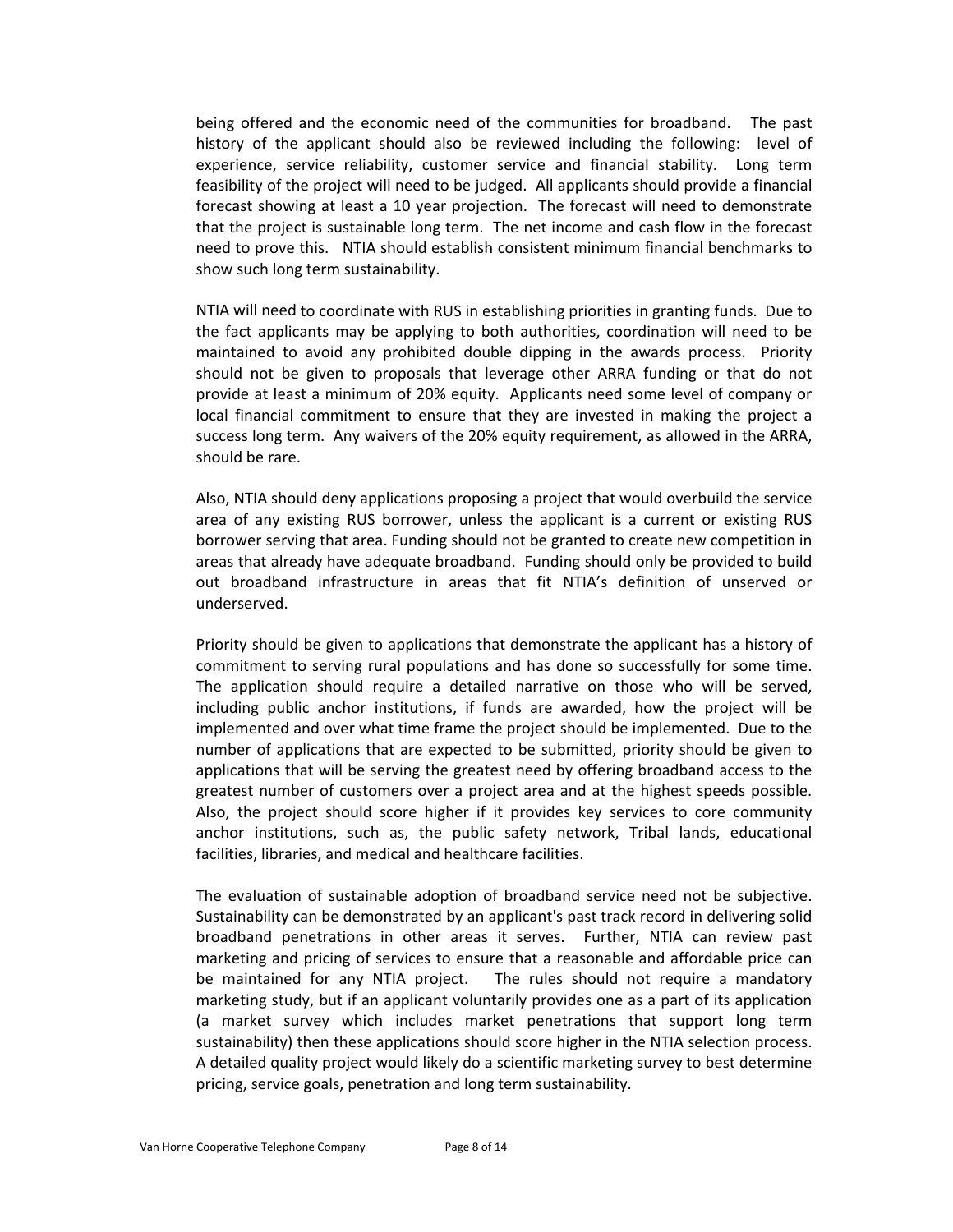being offered and the economic need of the communities for broadband. The past history of the applicant should also be reviewed including the following: level of experience, service reliability, customer service and financial stability. Long term feasibility of the project will need to be judged. All applicants should provide a financial forecast showing at least a 10 year projection. The forecast will need to demonstrate that the project is sustainable long term. The net income and cash flow in the forecast need to prove this. NTIA should establish consistent minimum financial benchmarks to show such long term sustainability.

NTIA will need to coordinate with RUS in establishing priorities in granting funds. Due to the fact applicants may be applying to both authorities, coordination will need to be maintained to avoid any prohibited double dipping in the awards process. Priority should not be given to proposals that leverage other ARRA funding or that do not provide at least a minimum of 20% equity. Applicants need some level of company or local financial commitment to ensure that they are invested in making the project a success long term. Any waivers of the 20% equity requirement, as allowed in the ARRA, should be rare.

Also, NTIA should deny applications proposing a project that would overbuild the service area of any existing RUS borrower, unless the applicant is a current or existing RUS borrower serving that area. Funding should not be granted to create new competition in areas that already have adequate broadband. Funding should only be provided to build out broadband infrastructure in areas that fit NTIA's definition of unserved or underserved.

Priority should be given to applications that demonstrate the applicant has a history of commitment to serving rural populations and has done so successfully for some time. The application should require a detailed narrative on those who will be served, including public anchor institutions, if funds are awarded, how the project will be implemented and over what time frame the project should be implemented. Due to the number of applications that are expected to be submitted, priority should be given to applications that will be serving the greatest need by offering broadband access to the greatest number of customers over a project area and at the highest speeds possible. Also, the project should score higher if it provides key services to core community anchor institutions, such as, the public safety network, Tribal lands, educational facilities, libraries, and medical and healthcare facilities.

The evaluation of sustainable adoption of broadband service need not be subjective. Sustainability can be demonstrated by an applicant's past track record in delivering solid broadband penetrations in other areas it serves. Further, NTIA can review past marketing and pricing of services to ensure that a reasonable and affordable price can be maintained for any NTIA project. The rules should not require a mandatory marketing study, but if an applicant voluntarily provides one as a part of its application (a market survey which includes market penetrations that support long term sustainability) then these applications should score higher in the NTIA selection process. A detailed quality project would likely do a scientific marketing survey to best determine pricing, service goals, penetration and long term sustainability.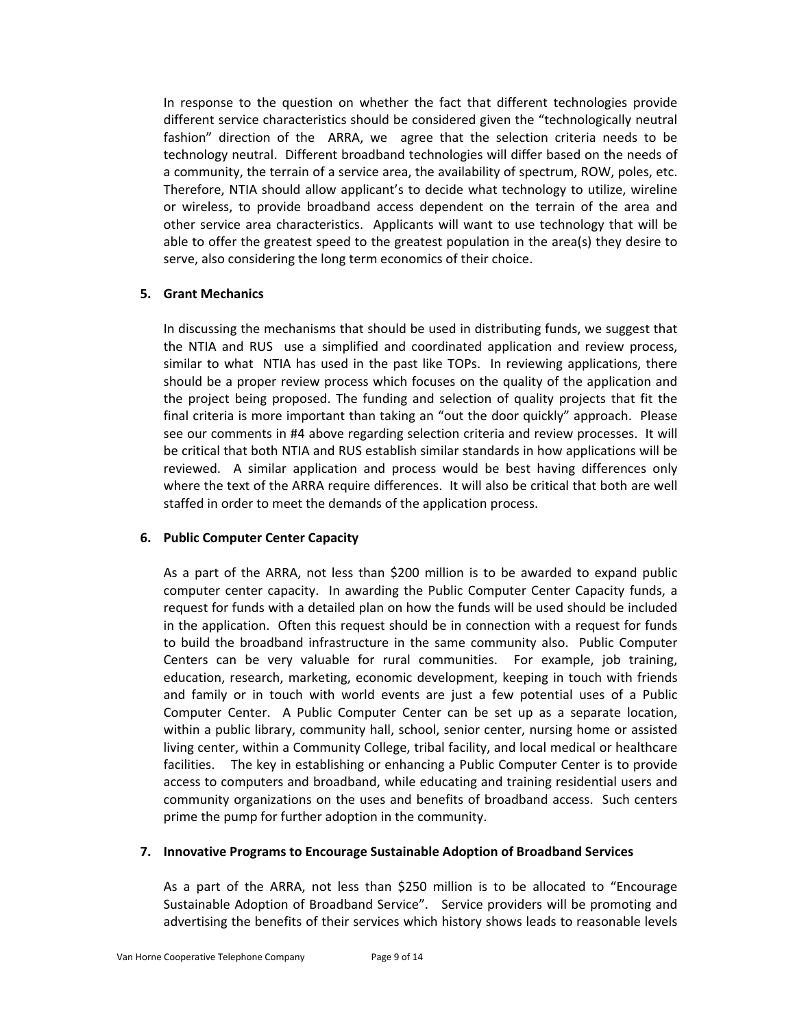In response to the question on whether the fact that different technologies provide different service characteristics should be considered given the "technologically neutral fashion" direction of the ARRA, we agree that the selection criteria needs to be technology neutral. Different broadband technologies will differ based on the needs of a community, the terrain of a service area, the availability of spectrum, ROW, poles, etc. Therefore, NTIA should allow applicant's to decide what technology to utilize, wireline or wireless, to provide broadband access dependent on the terrain of the area and other service area characteristics. Applicants will want to use technology that will be able to offer the greatest speed to the greatest population in the area(s) they desire to serve, also considering the long term economics of their choice.

**5. Grant Mechanics**

In discussing the mechanisms that should be used in distributing funds, we suggest that the NTIA and RUS use a simplified and coordinated application and review process, similar to what NTIA has used in the past like TOPs. In reviewing applications, there should be a proper review process which focuses on the quality of the application and the project being proposed. The funding and selection of quality projects that fit the final criteria is more important than taking an "out the door quickly" approach. Please see our comments in #4 above regarding selection criteria and review processes. It will be critical that both NTIA and RUS establish similar standards in how applications will be reviewed. A similar application and process would be best having differences only where the text of the ARRA require differences. It will also be critical that both are well staffed in order to meet the demands of the application process.

**6. Public Computer Center Capacity**

As a part of the ARRA, not less than $200 million is to be awarded to expand public computer center capacity. In awarding the Public Computer Center Capacity funds, a request for funds with a detailed plan on how the funds will be used should be included in the application. Often this request should be in connection with a request for funds to build the broadband infrastructure in the same community also. Public Computer Centers can be very valuable for rural communities. For example, job training, education, research, marketing, economic development, keeping in touch with friends and family or in touch with world events are just a few potential uses of a Public Computer Center. A Public Computer Center can be set up as a separate location, within a public library, community hall, school, senior center, nursing home or assisted living center, within a Community College, tribal facility, and local medical or healthcare facilities. The key in establishing or enhancing a Public Computer Center is to provide access to computers and broadband, while educating and training residential users and community organizations on the uses and benefits of broadband access. Such centers prime the pump for further adoption in the community.

**7. Innovative Programs to Encourage Sustainable Adoption of Broadband Services**

As a part of the ARRA, not less than $250 million is to be allocated to "Encourage Sustainable Adoption of Broadband Service". Service providers will be promoting and advertising the benefits of their services which history shows leads to reasonable levels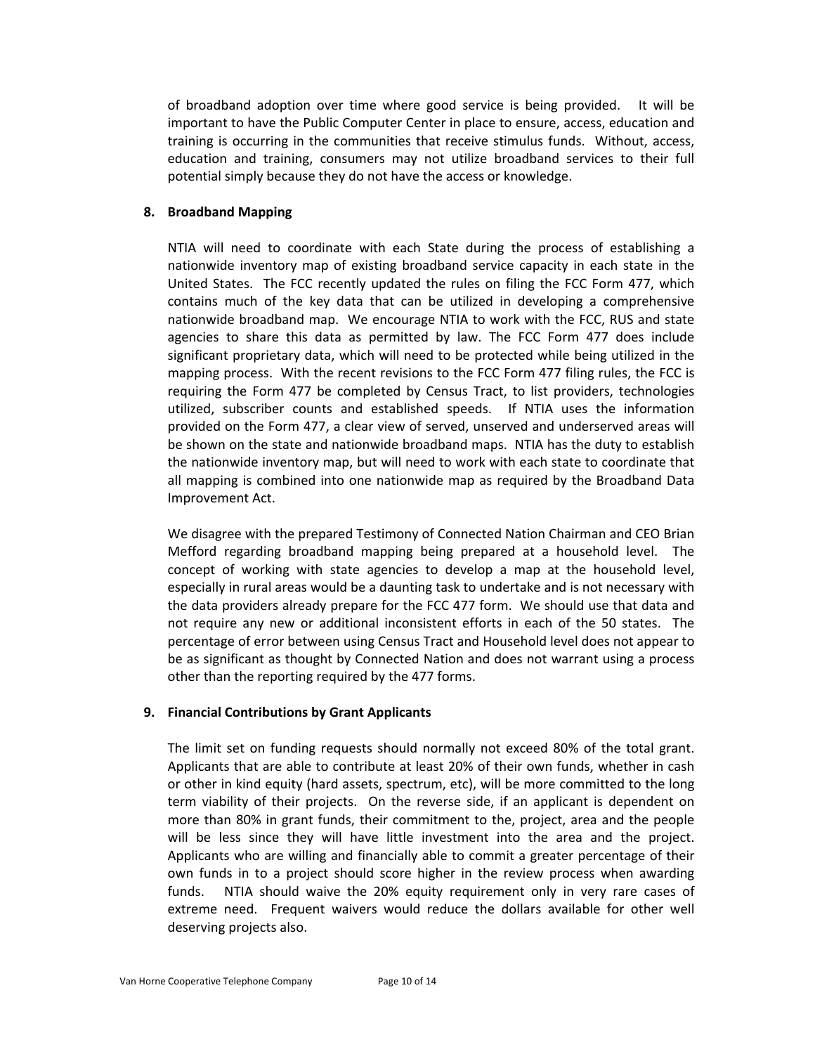of broadband adoption over time where good service is being provided. It will be important to have the Public Computer Center in place to ensure, access, education and training is occurring in the communities that receive stimulus funds. Without, access, education and training, consumers may not utilize broadband services to their full potential simply because they do not have the access or knowledge.

**8. Broadband Mapping**

NTIA will need to coordinate with each State during the process of establishing a nationwide inventory map of existing broadband service capacity in each state in the United States. The FCC recently updated the rules on filing the FCC Form 477, which contains much of the key data that can be utilized in developing a comprehensive nationwide broadband map. We encourage NTIA to work with the FCC, RUS and state agencies to share this data as permitted by law. The FCC Form 477 does include significant proprietary data, which will need to be protected while being utilized in the mapping process. With the recent revisions to the FCC Form 477 filing rules, the FCC is requiring the Form 477 be completed by Census Tract, to list providers, technologies utilized, subscriber counts and established speeds. If NTIA uses the information provided on the Form 477, a clear view of served, unserved and underserved areas will be shown on the state and nationwide broadband maps. NTIA has the duty to establish the nationwide inventory map, but will need to work with each state to coordinate that all mapping is combined into one nationwide map as required by the Broadband Data Improvement Act.

We disagree with the prepared Testimony of Connected Nation Chairman and CEO Brian Mefford regarding broadband mapping being prepared at a household level. The concept of working with state agencies to develop a map at the household level, especially in rural areas would be a daunting task to undertake and is not necessary with the data providers already prepare for the FCC 477 form. We should use that data and not require any new or additional inconsistent efforts in each of the 50 states. The percentage of error between using Census Tract and Household level does not appear to be as significant as thought by Connected Nation and does not warrant using a process other than the reporting required by the 477 forms.

**9. Financial Contributions by Grant Applicants**

The limit set on funding requests should normally not exceed 80% of the total grant. Applicants that are able to contribute at least 20% of their own funds, whether in cash or other in kind equity (hard assets, spectrum, etc), will be more committed to the long term viability of their projects. On the reverse side, if an applicant is dependent on more than 80% in grant funds, their commitment to the, project, area and the people will be less since they will have little investment into the area and the project. Applicants who are willing and financially able to commit a greater percentage of their own funds in to a project should score higher in the review process when awarding funds. NTIA should waive the 20% equity requirement only in very rare cases of extreme need. Frequent waivers would reduce the dollars available for other well deserving projects also.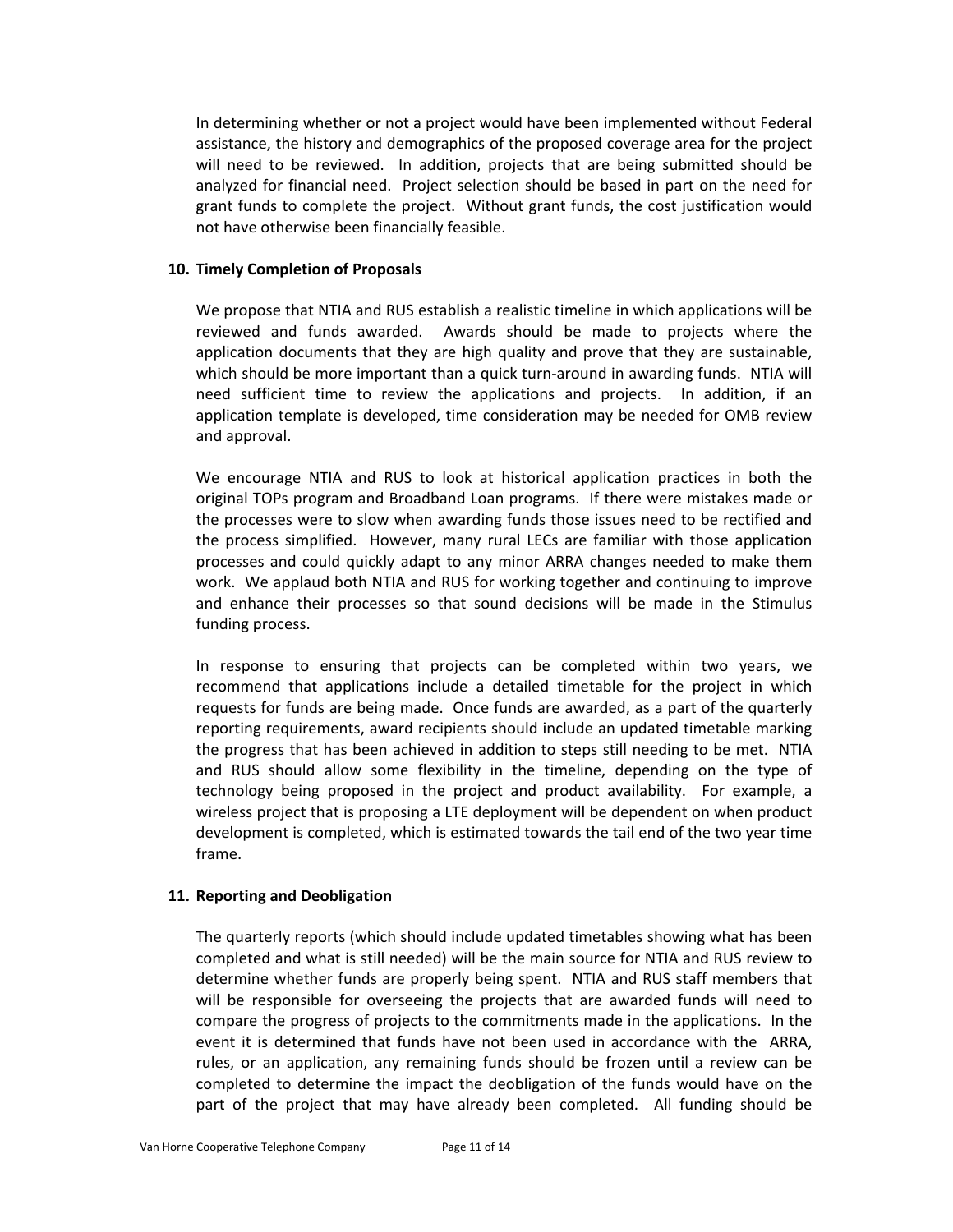In determining whether or not a project would have been implemented without Federal assistance, the history and demographics of the proposed coverage area for the project will need to be reviewed. In addition, projects that are being submitted should be analyzed for financial need. Project selection should be based in part on the need for grant funds to complete the project. Without grant funds, the cost justification would not have otherwise been financially feasible.

**10. Timely Completion of Proposals**

We propose that NTIA and RUS establish a realistic timeline in which applications will be reviewed and funds awarded. Awards should be made to projects where the application documents that they are high quality and prove that they are sustainable, which should be more important than a quick turn-around in awarding funds. NTIA will need sufficient time to review the applications and projects. In addition, if an application template is developed, time consideration may be needed for OMB review and approval.

We encourage NTIA and RUS to look at historical application practices in both the original TOPs program and Broadband Loan programs. If there were mistakes made or the processes were to slow when awarding funds those issues need to be rectified and the process simplified. However, many rural LECs are familiar with those application processes and could quickly adapt to any minor ARRA changes needed to make them work. We applaud both NTIA and RUS for working together and continuing to improve and enhance their processes so that sound decisions will be made in the Stimulus funding process.

In response to ensuring that projects can be completed within two years, we recommend that applications include a detailed timetable for the project in which requests for funds are being made. Once funds are awarded, as a part of the quarterly reporting requirements, award recipients should include an updated timetable marking the progress that has been achieved in addition to steps still needing to be met. NTIA and RUS should allow some flexibility in the timeline, depending on the type of technology being proposed in the project and product availability. For example, a wireless project that is proposing a LTE deployment will be dependent on when product development is completed, which is estimated towards the tail end of the two year time frame.

**11. Reporting and Deobligation**

The quarterly reports (which should include updated timetables showing what has been completed and what is still needed) will be the main source for NTIA and RUS review to determine whether funds are properly being spent. NTIA and RUS staff members that will be responsible for overseeing the projects that are awarded funds will need to compare the progress of projects to the commitments made in the applications. In the event it is determined that funds have not been used in accordance with the ARRA, rules, or an application, any remaining funds should be frozen until a review can be completed to determine the impact the deobligation of the funds would have on the part of the project that may have already been completed. All funding should be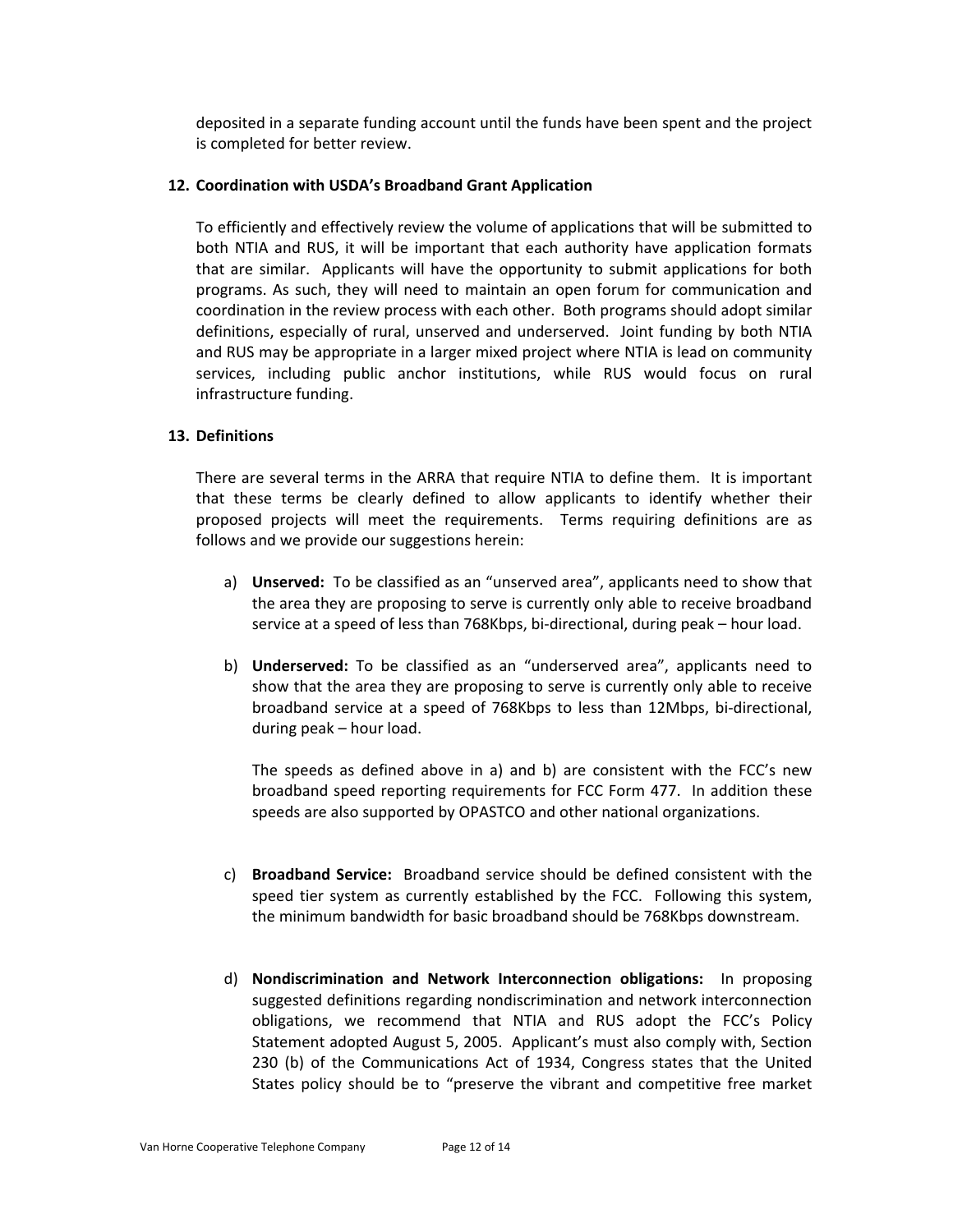deposited in a separate funding account until the funds have been spent and the project is completed for better review.

**12. Coordination with USDA's Broadband Grant Application**

To efficiently and effectively review the volume of applications that will be submitted to both NTIA and RUS, it will be important that each authority have application formats that are similar. Applicants will have the opportunity to submit applications for both programs. As such, they will need to maintain an open forum for communication and coordination in the review process with each other. Both programs should adopt similar definitions, especially of rural, unserved and underserved. Joint funding by both NTIA and RUS may be appropriate in a larger mixed project where NTIA is lead on community services, including public anchor institutions, while RUS would focus on rural infrastructure funding.

**13. Definitions**

There are several terms in the ARRA that require NTIA to define them. It is important that these terms be clearly defined to allow applicants to identify whether their proposed projects will meet the requirements. Terms requiring definitions are as follows and we provide our suggestions herein:

a) **Unserved:** To be classified as an "unserved area", applicants need to show that the area they are proposing to serve is currently only able to receive broadband service at a speed of less than 768Kbps, bi-directional, during peak – hour load.

b) **Underserved:** To be classified as an "underserved area", applicants need to show that the area they are proposing to serve is currently only able to receive broadband service at a speed of 768Kbps to less than 12Mbps, bi-directional, during peak – hour load.

   The speeds as defined above in a) and b) are consistent with the FCC's new broadband speed reporting requirements for FCC Form 477. In addition these speeds are also supported by OPASTCO and other national organizations.

c) **Broadband Service:** Broadband service should be defined consistent with the speed tier system as currently established by the FCC. Following this system, the minimum bandwidth for basic broadband should be 768Kbps downstream.

d) **Nondiscrimination and Network Interconnection obligations:** In proposing suggested definitions regarding nondiscrimination and network interconnection obligations, we recommend that NTIA and RUS adopt the FCC's Policy Statement adopted August 5, 2005. Applicant's must also comply with, Section 230 (b) of the Communications Act of 1934, Congress states that the United States policy should be to "preserve the vibrant and competitive free market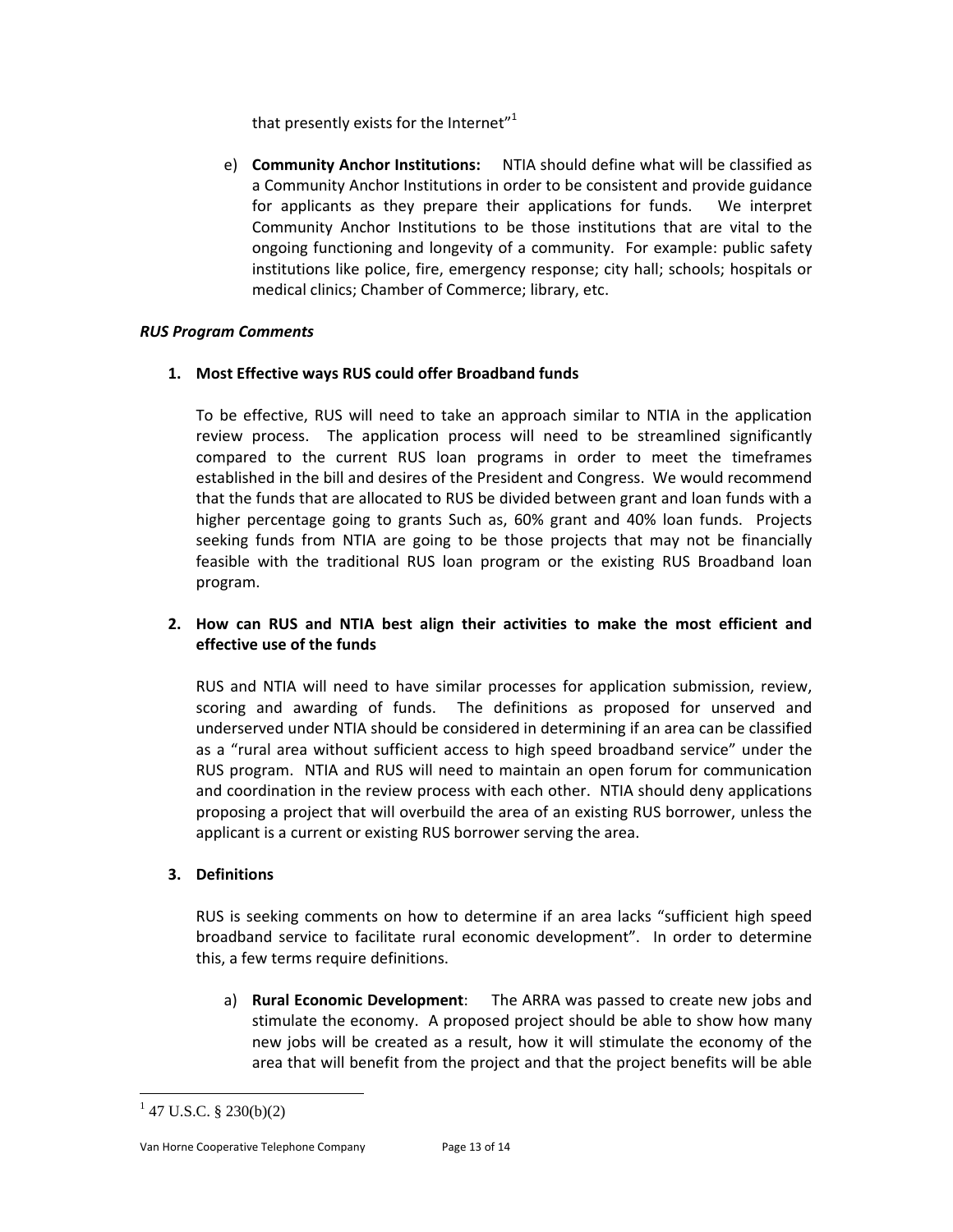that presently exists for the Internet"[1]

e) **Community Anchor Institutions:** NTIA should define what will be classified as a Community Anchor Institutions in order to be consistent and provide guidance for applicants as they prepare their applications for funds. We interpret Community Anchor Institutions to be those institutions that are vital to the ongoing functioning and longevity of a community. For example: public safety institutions like police, fire, emergency response; city hall; schools; hospitals or medical clinics; Chamber of Commerce; library, etc.

***RUS Program Comments***

**1. Most Effective ways RUS could offer Broadband funds**

To be effective, RUS will need to take an approach similar to NTIA in the application review process. The application process will need to be streamlined significantly compared to the current RUS loan programs in order to meet the timeframes established in the bill and desires of the President and Congress. We would recommend that the funds that are allocated to RUS be divided between grant and loan funds with a higher percentage going to grants Such as, 60% grant and 40% loan funds. Projects seeking funds from NTIA are going to be those projects that may not be financially feasible with the traditional RUS loan program or the existing RUS Broadband loan program.

**2. How can RUS and NTIA best align their activities to make the most efficient and effective use of the funds**

RUS and NTIA will need to have similar processes for application submission, review, scoring and awarding of funds. The definitions as proposed for unserved and underserved under NTIA should be considered in determining if an area can be classified as a "rural area without sufficient access to high speed broadband service" under the RUS program. NTIA and RUS will need to maintain an open forum for communication and coordination in the review process with each other. NTIA should deny applications proposing a project that will overbuild the area of an existing RUS borrower, unless the applicant is a current or existing RUS borrower serving the area.

**3. Definitions**

RUS is seeking comments on how to determine if an area lacks "sufficient high speed broadband service to facilitate rural economic development". In order to determine this, a few terms require definitions.

a) **Rural Economic Development**: The ARRA was passed to create new jobs and stimulate the economy. A proposed project should be able to show how many new jobs will be created as a result, how it will stimulate the economy of the area that will benefit from the project and that the project benefits will be able

---

[1] 47 U.S.C. § 230(b)(2)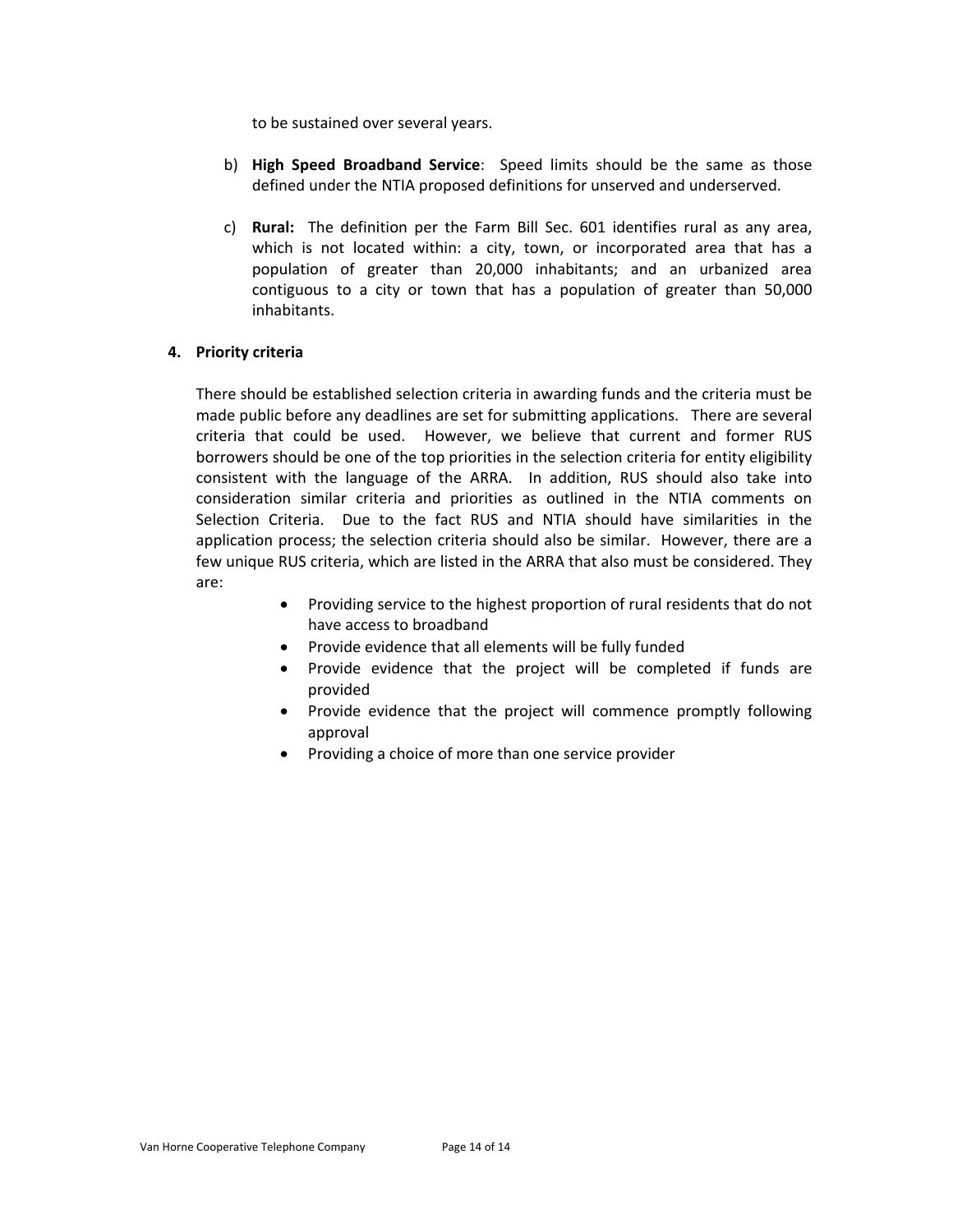to be sustained over several years.

b) **High Speed Broadband Service**: Speed limits should be the same as those defined under the NTIA proposed definitions for unserved and underserved.

c) **Rural:** The definition per the Farm Bill Sec. 601 identifies rural as any area, which is not located within: a city, town, or incorporated area that has a population of greater than 20,000 inhabitants; and an urbanized area contiguous to a city or town that has a population of greater than 50,000 inhabitants.

**4. Priority criteria**

There should be established selection criteria in awarding funds and the criteria must be made public before any deadlines are set for submitting applications. There are several criteria that could be used. However, we believe that current and former RUS borrowers should be one of the top priorities in the selection criteria for entity eligibility consistent with the language of the ARRA. In addition, RUS should also take into consideration similar criteria and priorities as outlined in the NTIA comments on Selection Criteria. Due to the fact RUS and NTIA should have similarities in the application process; the selection criteria should also be similar. However, there are a few unique RUS criteria, which are listed in the ARRA that also must be considered. They are:

- Providing service to the highest proportion of rural residents that do not have access to broadband
- Provide evidence that all elements will be fully funded
- Provide evidence that the project will be completed if funds are provided
- Provide evidence that the project will commence promptly following approval
- Providing a choice of more than one service provider